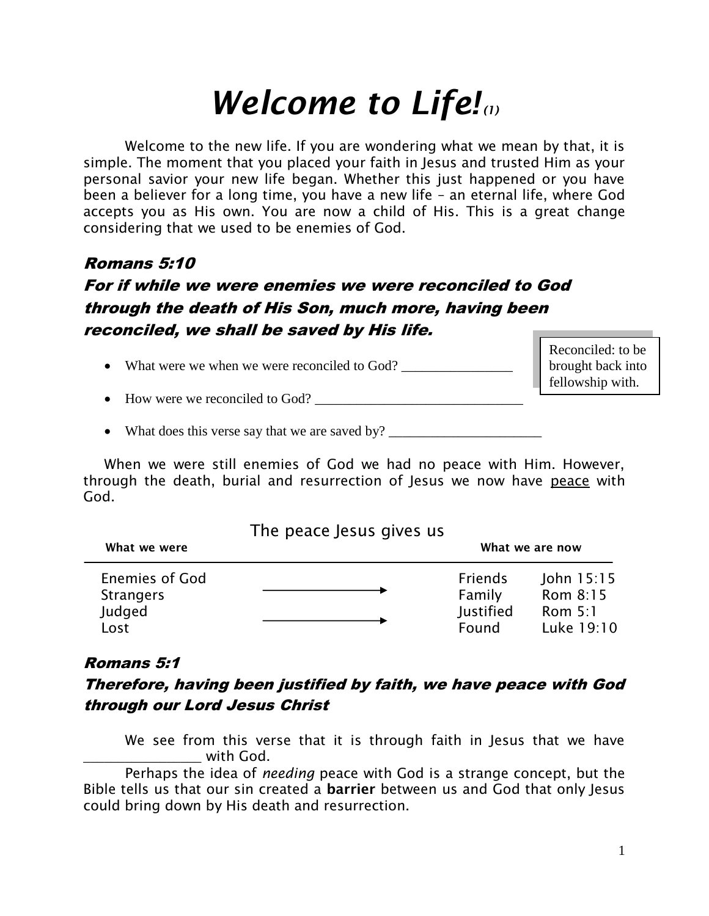# *Welcome to Life!*(1)

Welcome to the new life. If you are wondering what we mean by that, it is simple. The moment that you placed your faith in Jesus and trusted Him as your personal savior your new life began. Whether this just happened or you have been a believer for a long time, you have a new life – an eternal life, where God accepts you as His own. You are now a child of His. This is a great change considering that we used to be enemies of God.

### *Romans 5:10*

### *For if while we were enemies we were reconciled to God through the death of His Son, much more, having been reconciled, we shall be saved by His life.*

> Reconciled: to be brought back into fellowship with.

- What were we when we were reconciled to God? _______________
- How were we reconciled to God? _____________________________
- What does this verse say that we are saved by? _____________________

When we were still enemies of God we had no peace with Him. However, through the death, burial and resurrection of Jesus we now have <u>peace</u> with God.

The peace Jesus gives us

| What we were | | What we are now | |
|---|---|---|---|
| Enemies of God | → | Friends | John 15:15 |
| Strangers | | Family | Rom 8:15 |
| Judged | → | Justified | Rom 5:1 |
| Lost | | Found | Luke 19:10 |

### *Romans 5:1*

### *Therefore, having been justified by faith, we have peace with God through our Lord Jesus Christ*

We see from this verse that it is through faith in Jesus that we have _______________ with God.

Perhaps the idea of *needing* peace with God is a strange concept, but the Bible tells us that our sin created a **barrier** between us and God that only Jesus could bring down by His death and resurrection.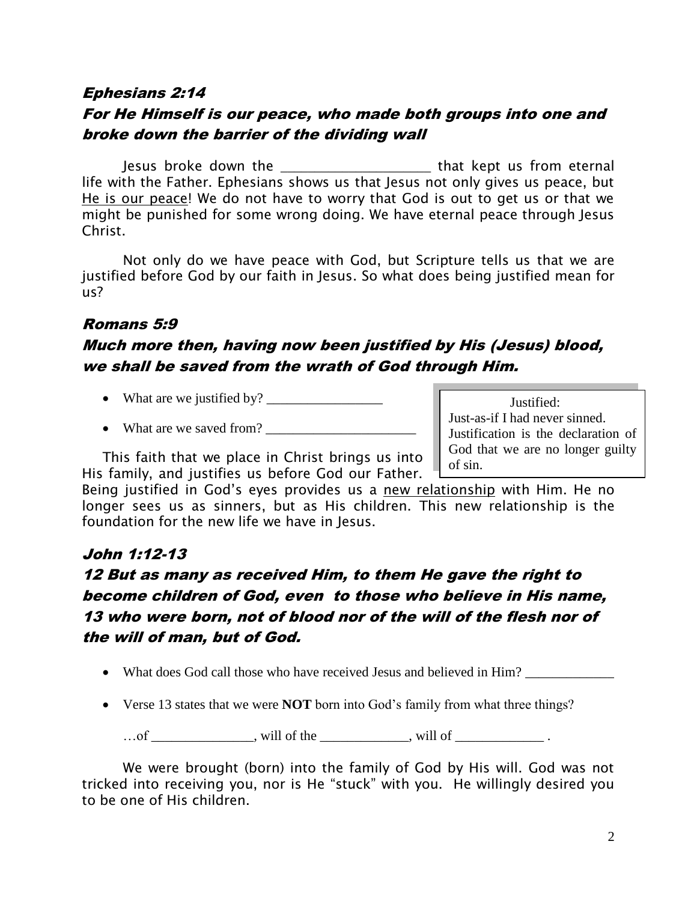### *Ephesians 2:14*
### *For He Himself is our peace, who made both groups into one and broke down the barrier of the dividing wall*

Jesus broke down the ____________________ that kept us from eternal life with the Father. Ephesians shows us that Jesus not only gives us peace, but He is our peace! We do not have to worry that God is out to get us or that we might be punished for some wrong doing. We have eternal peace through Jesus Christ.

Not only do we have peace with God, but Scripture tells us that we are justified before God by our faith in Jesus. So what does being justified mean for us?

### *Romans 5:9*
### *Much more then, having now been justified by His (Jesus) blood, we shall be saved from the wrath of God through Him.*

- What are we justified by? _________________
- What are we saved from? ______________________

> Justified:
> Just-as-if I had never sinned. Justification is the declaration of God that we are no longer guilty of sin.

This faith that we place in Christ brings us into His family, and justifies us before God our Father. Being justified in God's eyes provides us a new relationship with Him. He no longer sees us as sinners, but as His children. This new relationship is the foundation for the new life we have in Jesus.

### *John 1:12-13*
### *12 But as many as received Him, to them He gave the right to become children of God, even to those who believe in His name, 13 who were born, not of blood nor of the will of the flesh nor of the will of man, but of God.*

- What does God call those who have received Jesus and believed in Him? _____________
- Verse 13 states that we were **NOT** born into God's family from what three things?

  …of _______________, will of the _____________, will of _____________ .

We were brought (born) into the family of God by His will. God was not tricked into receiving you, nor is He "stuck" with you. He willingly desired you to be one of His children.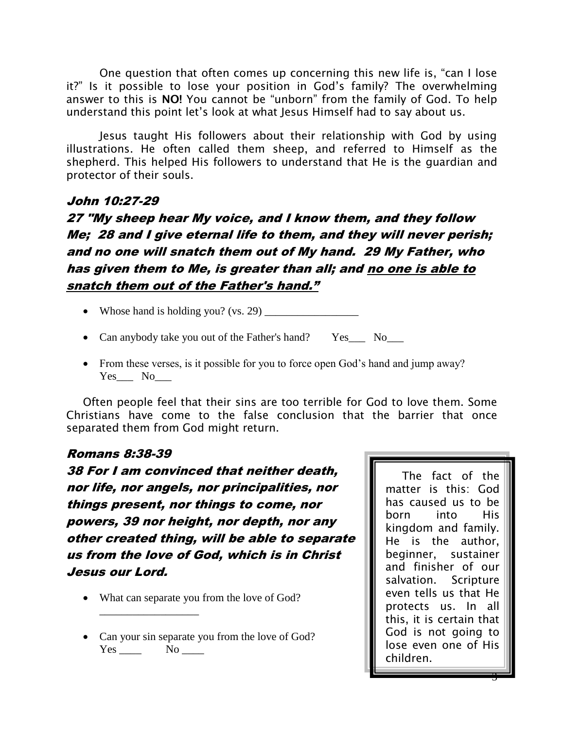One question that often comes up concerning this new life is, "can I lose it?" Is it possible to lose your position in God's family? The overwhelming answer to this is **NO!** You cannot be "unborn" from the family of God. To help understand this point let's look at what Jesus Himself had to say about us.

Jesus taught His followers about their relationship with God by using illustrations. He often called them sheep, and referred to Himself as the shepherd. This helped His followers to understand that He is the guardian and protector of their souls.

### *John 10:27-29*

***27 "My sheep hear My voice, and I know them, and they follow Me; 28 and I give eternal life to them, and they will never perish; and no one will snatch them out of My hand. 29 My Father, who has given them to Me, is greater than all; and <u>no one is able to snatch them out of the Father's hand."</u>***

- Whose hand is holding you? (vs. 29) _________________
- Can anybody take you out of the Father's hand? Yes___ No___
- From these verses, is it possible for you to force open God's hand and jump away? Yes___ No___

Often people feel that their sins are too terrible for God to love them. Some Christians have come to the false conclusion that the barrier that once separated them from God might return.

### *Romans 8:38-39*

***38 For I am convinced that neither death, nor life, nor angels, nor principalities, nor things present, nor things to come, nor powers, 39 nor height, nor depth, nor any other created thing, will be able to separate us from the love of God, which is in Christ Jesus our Lord.***

- What can separate you from the love of God? _________________
- Can your sin separate you from the love of God? Yes ____ No ____

> The fact of the matter is this: God has caused us to be born into His kingdom and family. He is the author, beginner, sustainer and finisher of our salvation. Scripture even tells us that He protects us. In all this, it is certain that God is not going to lose even one of His children.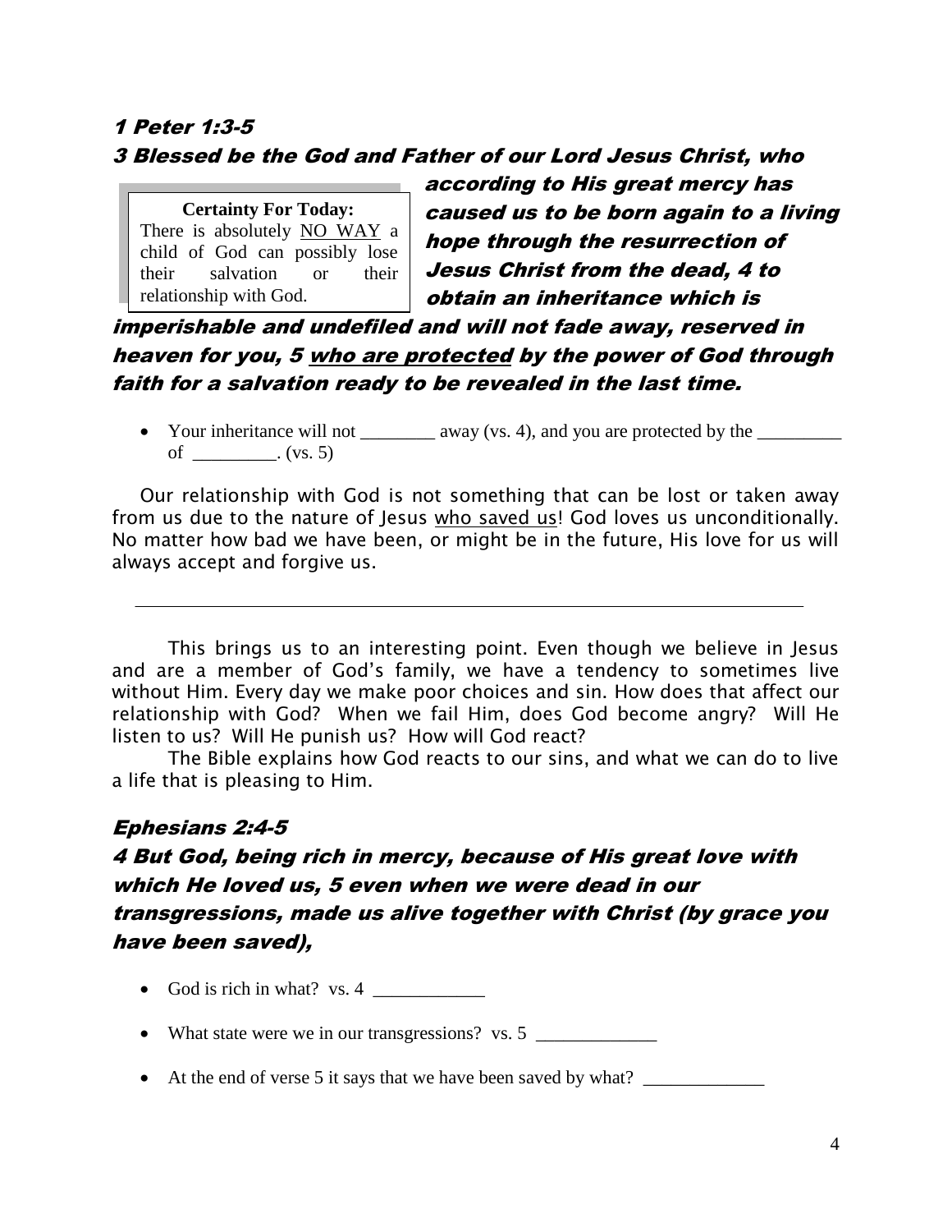### *1 Peter 1:3-5*

***3 Blessed be the God and Father of our Lord Jesus Christ, who according to His great mercy has caused us to be born again to a living hope through the resurrection of Jesus Christ from the dead, 4 to obtain an inheritance which is imperishable and undefiled and will not fade away, reserved in heaven for you, 5 <u>who are protected</u> by the power of God through faith for a salvation ready to be revealed in the last time.***

> **Certainty For Today:**
> There is absolutely <u>NO WAY</u> a child of God can possibly lose their salvation or their relationship with God.

- Your inheritance will not ________ away (vs. 4), and you are protected by the _________ of _________. (vs. 5)

Our relationship with God is not something that can be lost or taken away from us due to the nature of Jesus <u>who saved us</u>! God loves us unconditionally. No matter how bad we have been, or might be in the future, His love for us will always accept and forgive us.

---

This brings us to an interesting point. Even though we believe in Jesus and are a member of God's family, we have a tendency to sometimes live without Him. Every day we make poor choices and sin. How does that affect our relationship with God? When we fail Him, does God become angry? Will He listen to us? Will He punish us? How will God react?

The Bible explains how God reacts to our sins, and what we can do to live a life that is pleasing to Him.

### *Ephesians 2:4-5*

***4 But God, being rich in mercy, because of His great love with which He loved us, 5 even when we were dead in our transgressions, made us alive together with Christ (by grace you have been saved),***

- God is rich in what? vs. 4 ____________
- What state were we in our transgressions? vs. 5 _____________
- At the end of verse 5 it says that we have been saved by what? _____________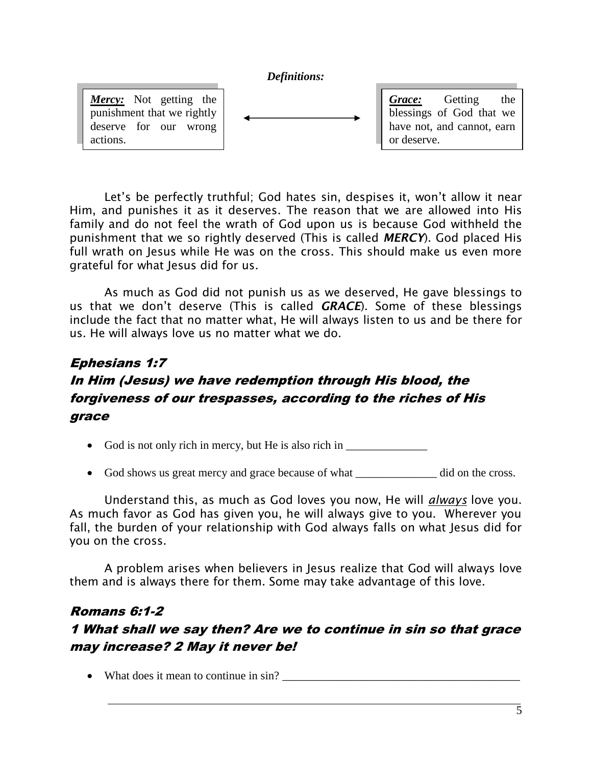*Definitions:*

| ***Mercy:*** Not getting the punishment that we rightly deserve for our wrong actions. | ⟷ | ***Grace:*** Getting the blessings of God that we have not, and cannot, earn or deserve. |
|---|---|---|

Let's be perfectly truthful; God hates sin, despises it, won't allow it near Him, and punishes it as it deserves. The reason that we are allowed into His family and do not feel the wrath of God upon us is because God withheld the punishment that we so rightly deserved (This is called ***MERCY***). God placed His full wrath on Jesus while He was on the cross. This should make us even more grateful for what Jesus did for us.

As much as God did not punish us as we deserved, He gave blessings to us that we don't deserve (This is called ***GRACE***). Some of these blessings include the fact that no matter what, He will always listen to us and be there for us. He will always love us no matter what we do.

### *Ephesians 1:7*

### *In Him (Jesus) we have redemption through His blood, the forgiveness of our trespasses, according to the riches of His grace*

- God is not only rich in mercy, but He is also rich in ______________
- God shows us great mercy and grace because of what ______________ did on the cross.

Understand this, as much as God loves you now, He will *always* love you. As much favor as God has given you, he will always give to you. Wherever you fall, the burden of your relationship with God always falls on what Jesus did for you on the cross.

A problem arises when believers in Jesus realize that God will always love them and is always there for them. Some may take advantage of this love.

### *Romans 6:1-2*

### *1 What shall we say then? Are we to continue in sin so that grace may increase? 2 May it never be!*

- What does it mean to continue in sin? ________________________________________

  ________________________________________________________________________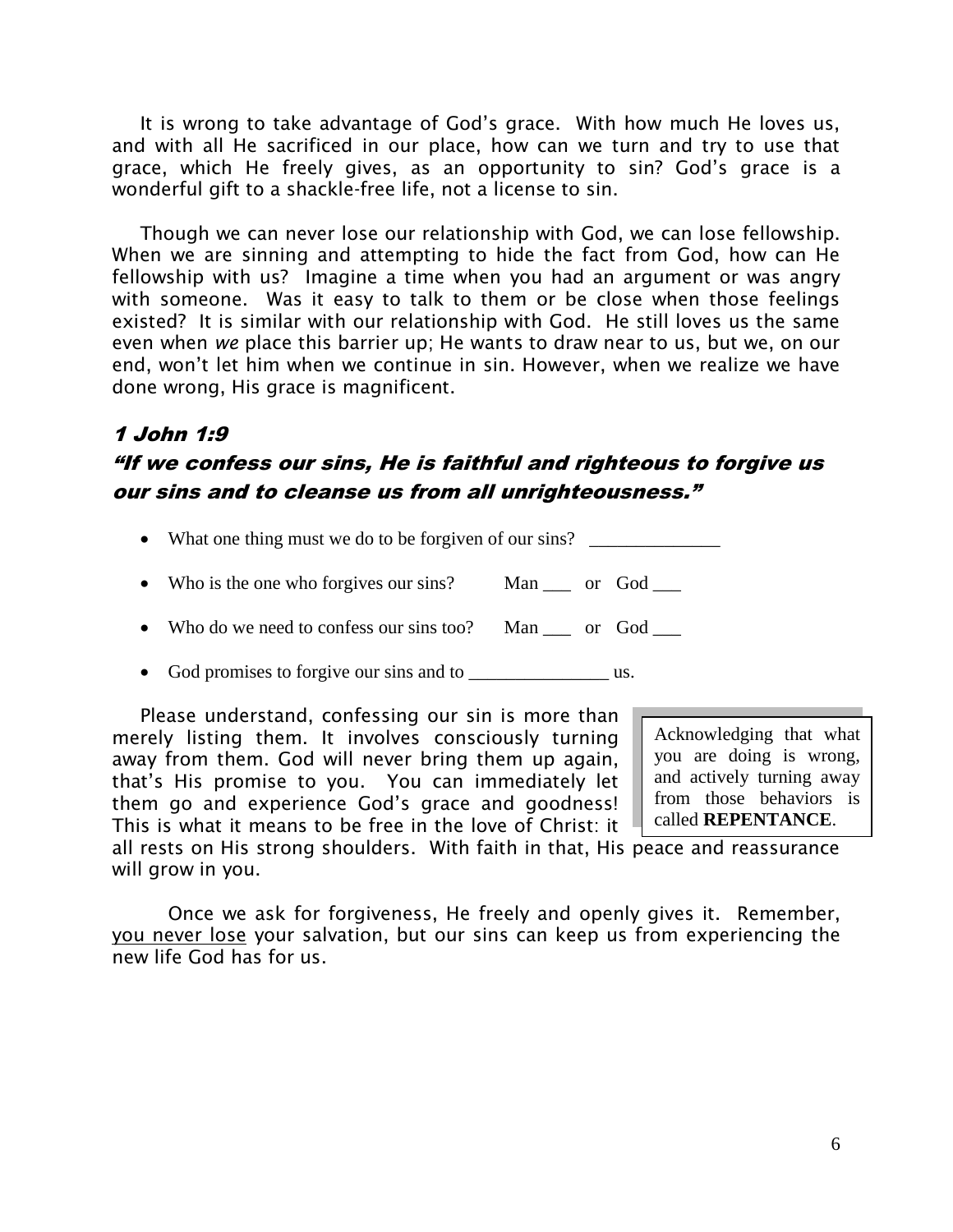It is wrong to take advantage of God's grace. With how much He loves us, and with all He sacrificed in our place, how can we turn and try to use that grace, which He freely gives, as an opportunity to sin? God's grace is a wonderful gift to a shackle-free life, not a license to sin.

Though we can never lose our relationship with God, we can lose fellowship. When we are sinning and attempting to hide the fact from God, how can He fellowship with us? Imagine a time when you had an argument or was angry with someone. Was it easy to talk to them or be close when those feelings existed? It is similar with our relationship with God. He still loves us the same even when *we* place this barrier up; He wants to draw near to us, but we, on our end, won't let him when we continue in sin. However, when we realize we have done wrong, His grace is magnificent.

### *1 John 1:9*

### *"If we confess our sins, He is faithful and righteous to forgive us our sins and to cleanse us from all unrighteousness."*

- What one thing must we do to be forgiven of our sins? ______________
- Who is the one who forgives our sins? Man ___ or God ___
- Who do we need to confess our sins too? Man ___ or God ___
- God promises to forgive our sins and to _______________ us.

> Acknowledging that what you are doing is wrong, and actively turning away from those behaviors is called **REPENTANCE**.

Please understand, confessing our sin is more than merely listing them. It involves consciously turning away from them. God will never bring them up again, that's His promise to you. You can immediately let them go and experience God's grace and goodness! This is what it means to be free in the love of Christ: it all rests on His strong shoulders. With faith in that, His peace and reassurance will grow in you.

Once we ask for forgiveness, He freely and openly gives it. Remember, <u>you never lose</u> your salvation, but our sins can keep us from experiencing the new life God has for us.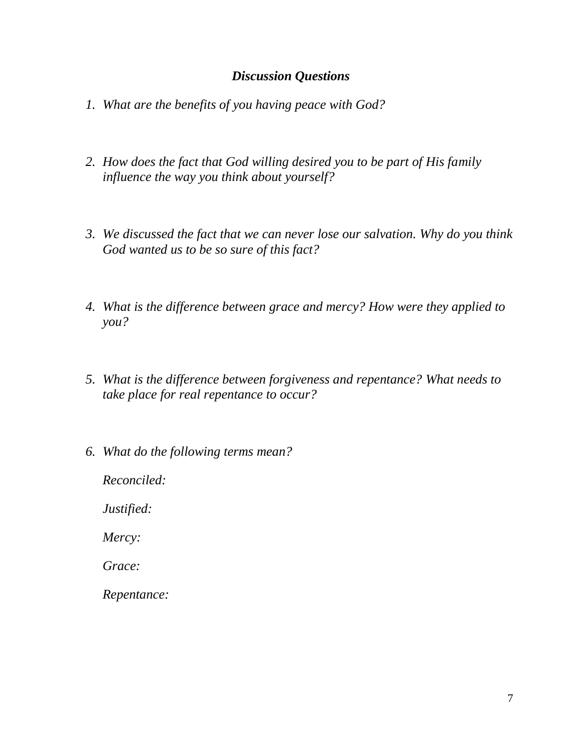## ***Discussion Questions***

1. *What are the benefits of you having peace with God?*

2. *How does the fact that God willing desired you to be part of His family influence the way you think about yourself?*

3. *We discussed the fact that we can never lose our salvation. Why do you think God wanted us to be so sure of this fact?*

4. *What is the difference between grace and mercy? How were they applied to you?*

5. *What is the difference between forgiveness and repentance? What needs to take place for real repentance to occur?*

6. *What do the following terms mean?*

   *Reconciled:*

   *Justified:*

   *Mercy:*

   *Grace:*

   *Repentance:*